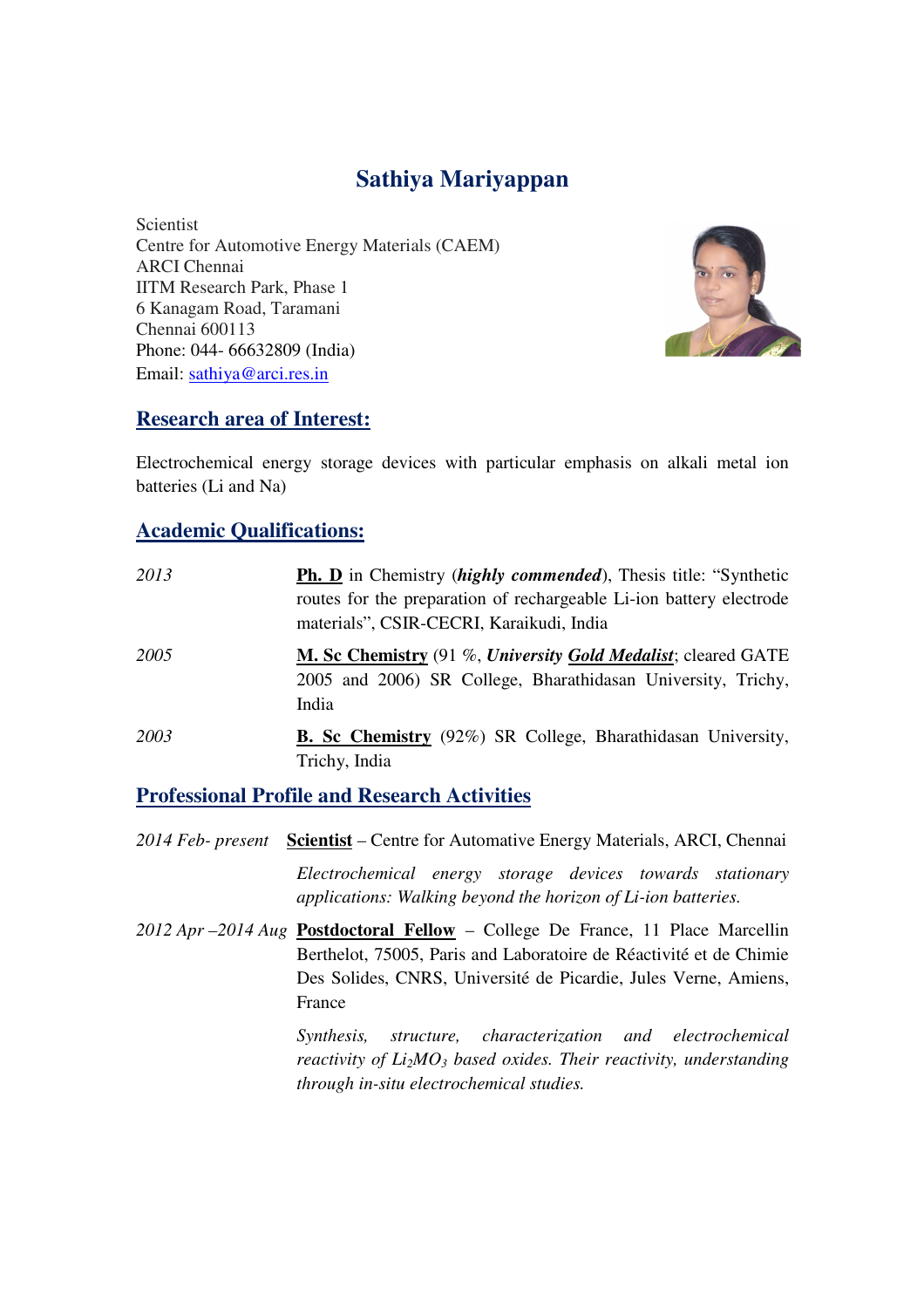# Sathiya Mariyappan

Scientist
Centre for Automotive Energy Materials (CAEM)
ARCI Chennai
IITM Research Park, Phase 1
6 Kanagam Road, Taramani
Chennai 600113
Phone: 044- 66632809 (India)
Email: sathiya@arci.res.in

## Research area of Interest:

Electrochemical energy storage devices with particular emphasis on alkali metal ion batteries (Li and Na)

## Academic Qualifications:

*2013* — **Ph. D** in Chemistry (***highly commended***), Thesis title: "Synthetic routes for the preparation of rechargeable Li-ion battery electrode materials", CSIR-CECRI, Karaikudi, India

*2005* — **M. Sc Chemistry** (91 %, ***University Gold Medalist***; cleared GATE 2005 and 2006) SR College, Bharathidasan University, Trichy, India

*2003* — **B. Sc Chemistry** (92%) SR College, Bharathidasan University, Trichy, India

## Professional Profile and Research Activities

*2014 Feb- present* — **Scientist** – Centre for Automotive Energy Materials, ARCI, Chennai

*Electrochemical energy storage devices towards stationary applications: Walking beyond the horizon of Li-ion batteries.*

*2012 Apr –2014 Aug* — **Postdoctoral Fellow** – College De France, 11 Place Marcellin Berthelot, 75005, Paris and Laboratoire de Réactivité et de Chimie Des Solides, CNRS, Université de Picardie, Jules Verne, Amiens, France

*Synthesis, structure, characterization and electrochemical reactivity of $Li_2MO_3$ based oxides. Their reactivity, understanding through in-situ electrochemical studies.*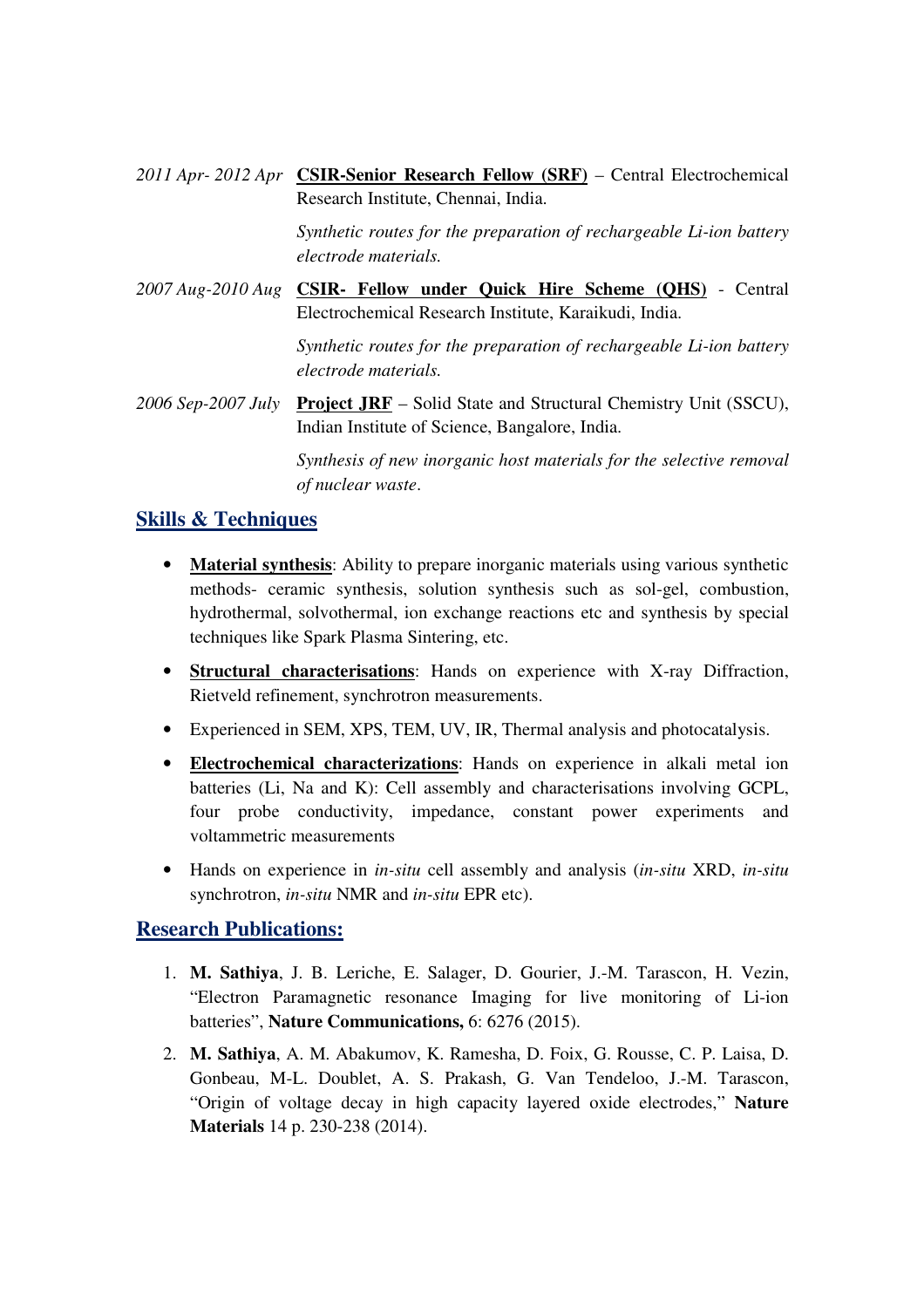*2011 Apr- 2012 Apr* **CSIR-Senior Research Fellow (SRF)** – Central Electrochemical Research Institute, Chennai, India.

*Synthetic routes for the preparation of rechargeable Li-ion battery electrode materials.*

*2007 Aug-2010 Aug* **CSIR- Fellow under Quick Hire Scheme (QHS)** - Central Electrochemical Research Institute, Karaikudi, India.

*Synthetic routes for the preparation of rechargeable Li-ion battery electrode materials.*

*2006 Sep-2007 July* **Project JRF** – Solid State and Structural Chemistry Unit (SSCU), Indian Institute of Science, Bangalore, India.

*Synthesis of new inorganic host materials for the selective removal of nuclear waste.*

## Skills & Techniques

- **Material synthesis**: Ability to prepare inorganic materials using various synthetic methods- ceramic synthesis, solution synthesis such as sol-gel, combustion, hydrothermal, solvothermal, ion exchange reactions etc and synthesis by special techniques like Spark Plasma Sintering, etc.
- **Structural characterisations**: Hands on experience with X-ray Diffraction, Rietveld refinement, synchrotron measurements.
- Experienced in SEM, XPS, TEM, UV, IR, Thermal analysis and photocatalysis.
- **Electrochemical characterizations**: Hands on experience in alkali metal ion batteries (Li, Na and K): Cell assembly and characterisations involving GCPL, four probe conductivity, impedance, constant power experiments and voltammetric measurements
- Hands on experience in *in-situ* cell assembly and analysis (*in-situ* XRD, *in-situ* synchrotron, *in-situ* NMR and *in-situ* EPR etc).

## Research Publications:

1. **M. Sathiya**, J. B. Leriche, E. Salager, D. Gourier, J.-M. Tarascon, H. Vezin, "Electron Paramagnetic resonance Imaging for live monitoring of Li-ion batteries", **Nature Communications,** 6: 6276 (2015).
2. **M. Sathiya**, A. M. Abakumov, K. Ramesha, D. Foix, G. Rousse, C. P. Laisa, D. Gonbeau, M-L. Doublet, A. S. Prakash, G. Van Tendeloo, J.-M. Tarascon, "Origin of voltage decay in high capacity layered oxide electrodes," **Nature Materials** 14 p. 230-238 (2014).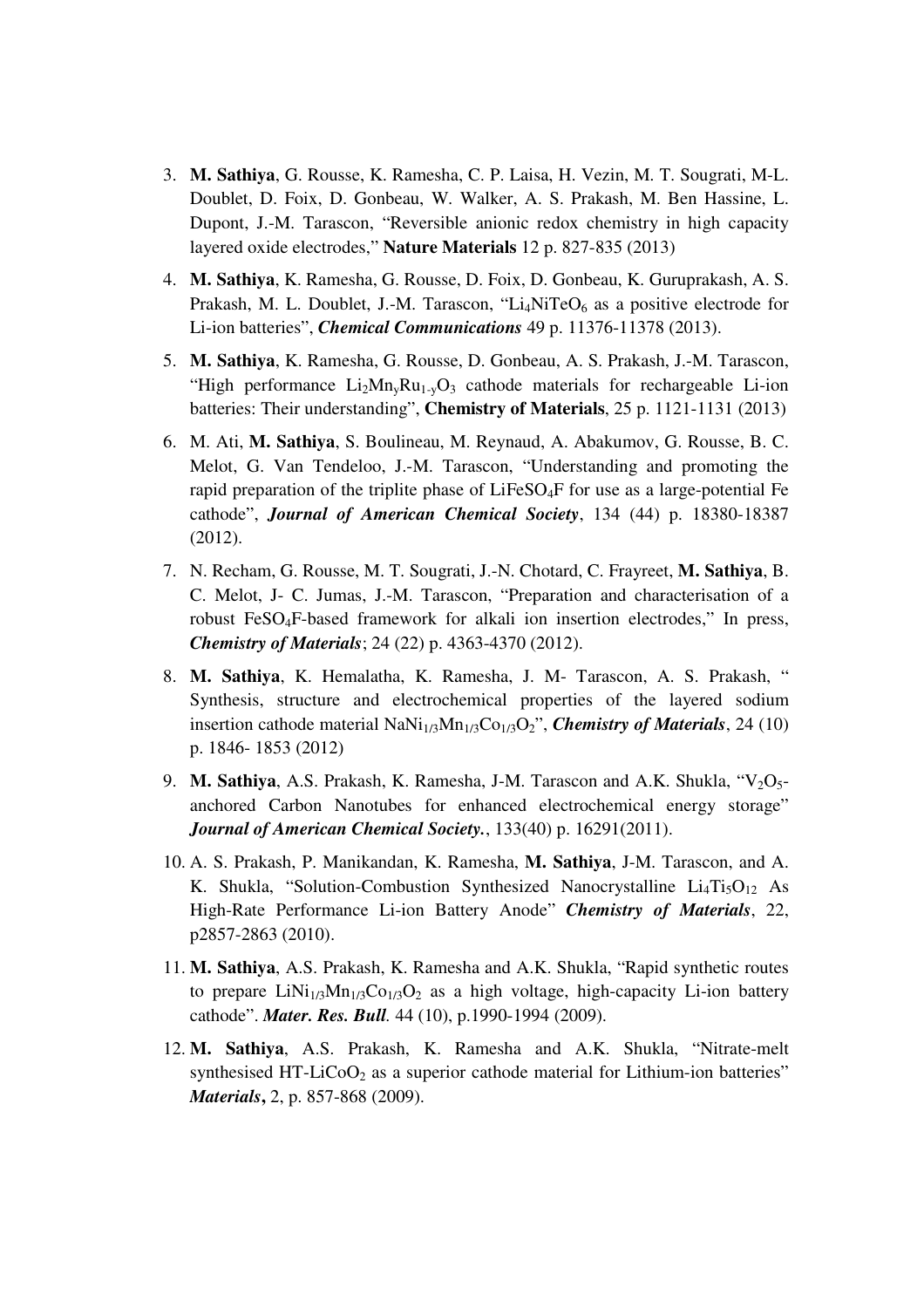3. **M. Sathiya**, G. Rousse, K. Ramesha, C. P. Laisa, H. Vezin, M. T. Sougrati, M-L. Doublet, D. Foix, D. Gonbeau, W. Walker, A. S. Prakash, M. Ben Hassine, L. Dupont, J.-M. Tarascon, "Reversible anionic redox chemistry in high capacity layered oxide electrodes," **Nature Materials** 12 p. 827-835 (2013)

4. **M. Sathiya**, K. Ramesha, G. Rousse, D. Foix, D. Gonbeau, K. Guruprakash, A. S. Prakash, M. L. Doublet, J.-M. Tarascon, "$Li_4NiTeO_6$ as a positive electrode for Li-ion batteries", ***Chemical Communications*** 49 p. 11376-11378 (2013).

5. **M. Sathiya**, K. Ramesha, G. Rousse, D. Gonbeau, A. S. Prakash, J.-M. Tarascon, "High performance $Li_2Mn_yRu_{1-y}O_3$ cathode materials for rechargeable Li-ion batteries: Their understanding", **Chemistry of Materials**, 25 p. 1121-1131 (2013)

6. M. Ati, **M. Sathiya**, S. Boulineau, M. Reynaud, A. Abakumov, G. Rousse, B. C. Melot, G. Van Tendeloo, J.-M. Tarascon, "Understanding and promoting the rapid preparation of the triplite phase of $LiFeSO_4F$ for use as a large-potential Fe cathode", ***Journal of American Chemical Society***, 134 (44) p. 18380-18387 (2012).

7. N. Recham, G. Rousse, M. T. Sougrati, J.-N. Chotard, C. Frayreet, **M. Sathiya**, B. C. Melot, J- C. Jumas, J.-M. Tarascon, "Preparation and characterisation of a robust $FeSO_4F$-based framework for alkali ion insertion electrodes," In press, ***Chemistry of Materials***; 24 (22) p. 4363-4370 (2012).

8. **M. Sathiya**, K. Hemalatha, K. Ramesha, J. M- Tarascon, A. S. Prakash, " Synthesis, structure and electrochemical properties of the layered sodium insertion cathode material $NaNi_{1/3}Mn_{1/3}Co_{1/3}O_2$", ***Chemistry of Materials***, 24 (10) p. 1846- 1853 (2012)

9. **M. Sathiya**, A.S. Prakash, K. Ramesha, J-M. Tarascon and A.K. Shukla, "$V_2O_5$-anchored Carbon Nanotubes for enhanced electrochemical energy storage" ***Journal of American Chemical Society.***, 133(40) p. 16291(2011).

10. A. S. Prakash, P. Manikandan, K. Ramesha, **M. Sathiya**, J-M. Tarascon, and A. K. Shukla, "Solution-Combustion Synthesized Nanocrystalline $Li_4Ti_5O_{12}$ As High-Rate Performance Li-ion Battery Anode" ***Chemistry of Materials***, 22, p2857-2863 (2010).

11. **M. Sathiya**, A.S. Prakash, K. Ramesha and A.K. Shukla, "Rapid synthetic routes to prepare $LiNi_{1/3}Mn_{1/3}Co_{1/3}O_2$ as a high voltage, high-capacity Li-ion battery cathode". ***Mater. Res. Bull****.* 44 (10), p.1990-1994 (2009).

12. **M. Sathiya**, A.S. Prakash, K. Ramesha and A.K. Shukla, "Nitrate-melt synthesised HT-$LiCoO_2$ as a superior cathode material for Lithium-ion batteries" ***Materials*****,** 2, p. 857-868 (2009).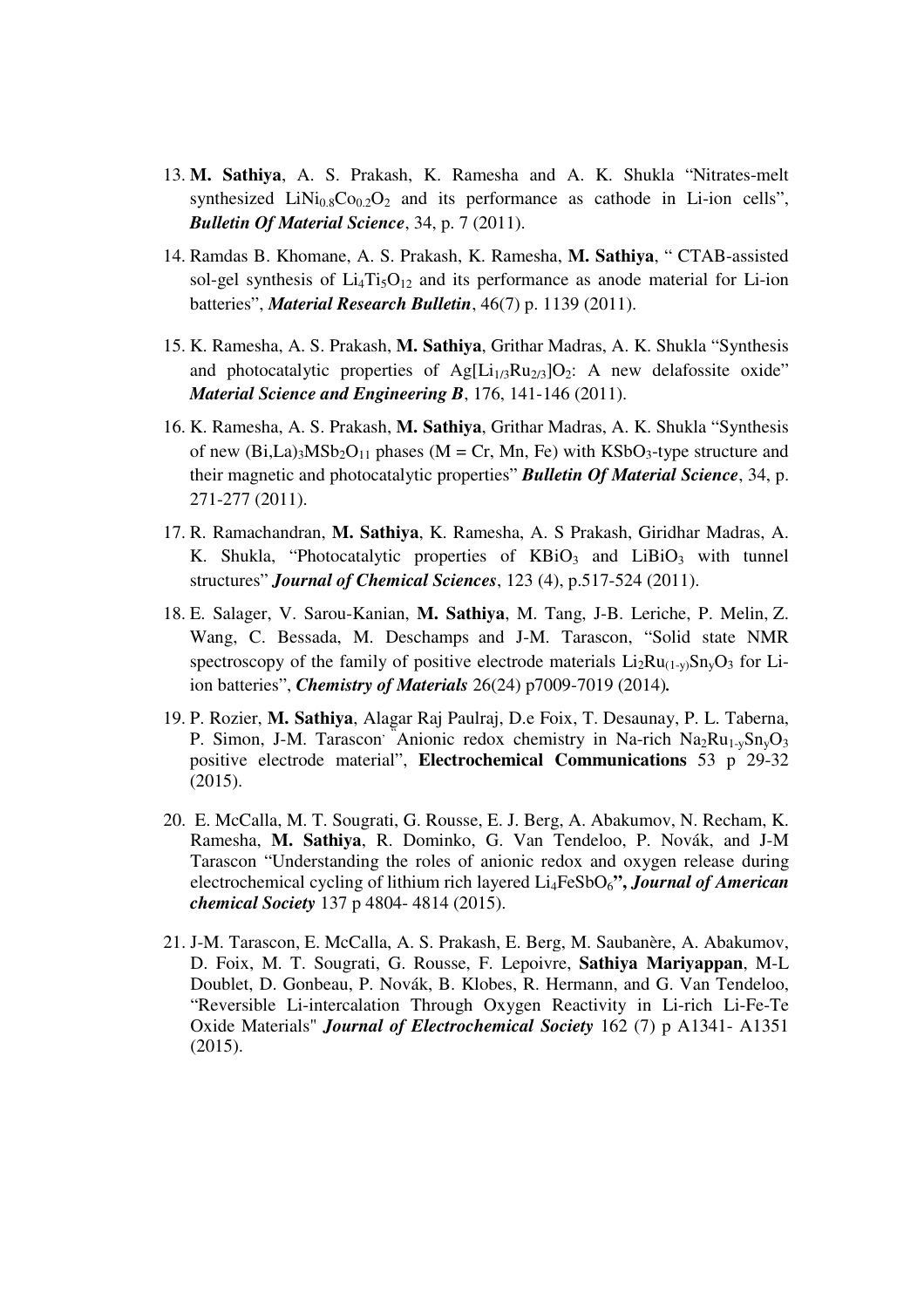13. **M. Sathiya**, A. S. Prakash, K. Ramesha and A. K. Shukla "Nitrates-melt synthesized $LiNi_{0.8}Co_{0.2}O_2$ and its performance as cathode in Li-ion cells", ***Bulletin Of Material Science***, 34, p. 7 (2011).

14. Ramdas B. Khomane, A. S. Prakash, K. Ramesha, **M. Sathiya**, " CTAB-assisted sol-gel synthesis of $Li_4Ti_5O_{12}$ and its performance as anode material for Li-ion batteries", ***Material Research Bulletin***, 46(7) p. 1139 (2011).

15. K. Ramesha, A. S. Prakash, **M. Sathiya**, Grithar Madras, A. K. Shukla "Synthesis and photocatalytic properties of $Ag[Li_{1/3}Ru_{2/3}]O_2$: A new delafossite oxide" ***Material Science and Engineering B***, 176, 141-146 (2011).

16. K. Ramesha, A. S. Prakash, **M. Sathiya**, Grithar Madras, A. K. Shukla "Synthesis of new $(Bi,La)_3MSb_2O_{11}$ phases (M = Cr, Mn, Fe) with $KSbO_3$-type structure and their magnetic and photocatalytic properties" ***Bulletin Of Material Science***, 34, p. 271-277 (2011).

17. R. Ramachandran, **M. Sathiya**, K. Ramesha, A. S Prakash, Giridhar Madras, A. K. Shukla, "Photocatalytic properties of $KBiO_3$ and $LiBiO_3$ with tunnel structures" ***Journal of Chemical Sciences***, 123 (4), p.517-524 (2011).

18. E. Salager, V. Sarou-Kanian, **M. Sathiya**, M. Tang, J-B. Leriche, P. Melin, Z. Wang, C. Bessada, M. Deschamps and J-M. Tarascon, "Solid state NMR spectroscopy of the family of positive electrode materials $Li_2Ru_{(1-y)}Sn_yO_3$ for Li-ion batteries", ***Chemistry of Materials*** 26(24) p7009-7019 (2014)**.**

19. P. Rozier, **M. Sathiya**, Alagar Raj Paulraj, D.e Foix, T. Desaunay, P. L. Taberna, P. Simon, J-M. Tarascon" Anionic redox chemistry in Na-rich $Na_2Ru_{1-y}Sn_yO_3$ positive electrode material", **Electrochemical Communications** 53 p 29-32 (2015).

20. E. McCalla, M. T. Sougrati, G. Rousse, E. J. Berg, A. Abakumov, N. Recham, K. Ramesha, **M. Sathiya**, R. Dominko, G. Van Tendeloo, P. Novák, and J-M Tarascon "Understanding the roles of anionic redox and oxygen release during electrochemical cycling of lithium rich layered $Li_4FeSbO_6$**",** ***Journal of American chemical Society*** 137 p 4804- 4814 (2015).

21. J-M. Tarascon, E. McCalla, A. S. Prakash, E. Berg, M. Saubanère, A. Abakumov, D. Foix, M. T. Sougrati, G. Rousse, F. Lepoivre, **Sathiya Mariyappan**, M-L Doublet, D. Gonbeau, P. Novák, B. Klobes, R. Hermann, and G. Van Tendeloo, "Reversible Li-intercalation Through Oxygen Reactivity in Li-rich Li-Fe-Te Oxide Materials" ***Journal of Electrochemical Society*** 162 (7) p A1341- A1351 (2015).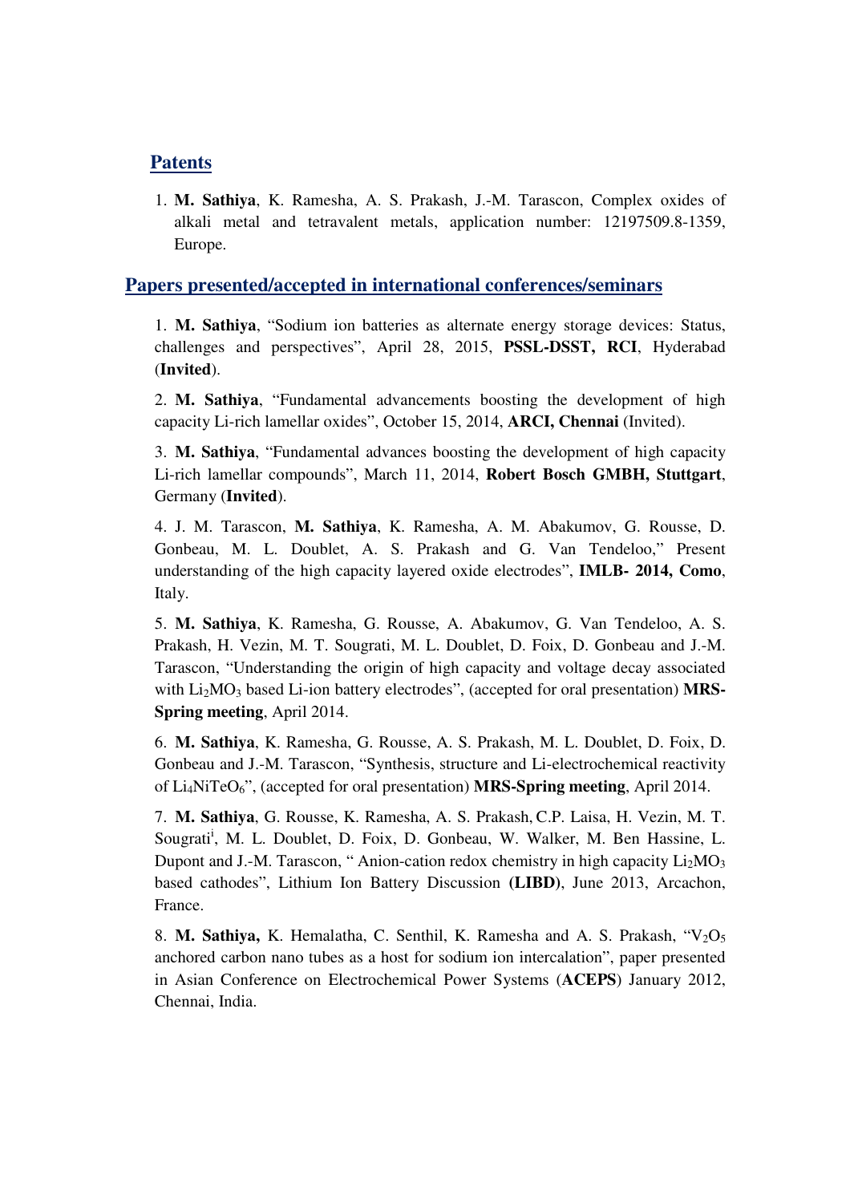## Patents

1. **M. Sathiya**, K. Ramesha, A. S. Prakash, J.-M. Tarascon, Complex oxides of alkali metal and tetravalent metals, application number: 12197509.8-1359, Europe.

## Papers presented/accepted in international conferences/seminars

1. **M. Sathiya**, "Sodium ion batteries as alternate energy storage devices: Status, challenges and perspectives", April 28, 2015, **PSSL-DSST, RCI**, Hyderabad (**Invited**).

2. **M. Sathiya**, "Fundamental advancements boosting the development of high capacity Li-rich lamellar oxides", October 15, 2014, **ARCI, Chennai** (Invited).

3. **M. Sathiya**, "Fundamental advances boosting the development of high capacity Li-rich lamellar compounds", March 11, 2014, **Robert Bosch GMBH, Stuttgart**, Germany (**Invited**).

4. J. M. Tarascon, **M. Sathiya**, K. Ramesha, A. M. Abakumov, G. Rousse, D. Gonbeau, M. L. Doublet, A. S. Prakash and G. Van Tendeloo," Present understanding of the high capacity layered oxide electrodes", **IMLB- 2014, Como**, Italy.

5. **M. Sathiya**, K. Ramesha, G. Rousse, A. Abakumov, G. Van Tendeloo, A. S. Prakash, H. Vezin, M. T. Sougrati, M. L. Doublet, D. Foix, D. Gonbeau and J.-M. Tarascon, "Understanding the origin of high capacity and voltage decay associated with $Li_2MO_3$ based Li-ion battery electrodes", (accepted for oral presentation) **MRS-Spring meeting**, April 2014.

6. **M. Sathiya**, K. Ramesha, G. Rousse, A. S. Prakash, M. L. Doublet, D. Foix, D. Gonbeau and J.-M. Tarascon, "Synthesis, structure and Li-electrochemical reactivity of $Li_4NiTeO_6$", (accepted for oral presentation) **MRS-Spring meeting**, April 2014.

7. **M. Sathiya**, G. Rousse, K. Ramesha, A. S. Prakash, C.P. Laisa, H. Vezin, M. T. Sougrati[i], M. L. Doublet, D. Foix, D. Gonbeau, W. Walker, M. Ben Hassine, L. Dupont and J.-M. Tarascon, " Anion-cation redox chemistry in high capacity $Li_2MO_3$ based cathodes", Lithium Ion Battery Discussion **(LIBD)**, June 2013, Arcachon, France.

8. **M. Sathiya,** K. Hemalatha, C. Senthil, K. Ramesha and A. S. Prakash, "$V_2O_5$ anchored carbon nano tubes as a host for sodium ion intercalation", paper presented in Asian Conference on Electrochemical Power Systems (**ACEPS**) January 2012, Chennai, India.